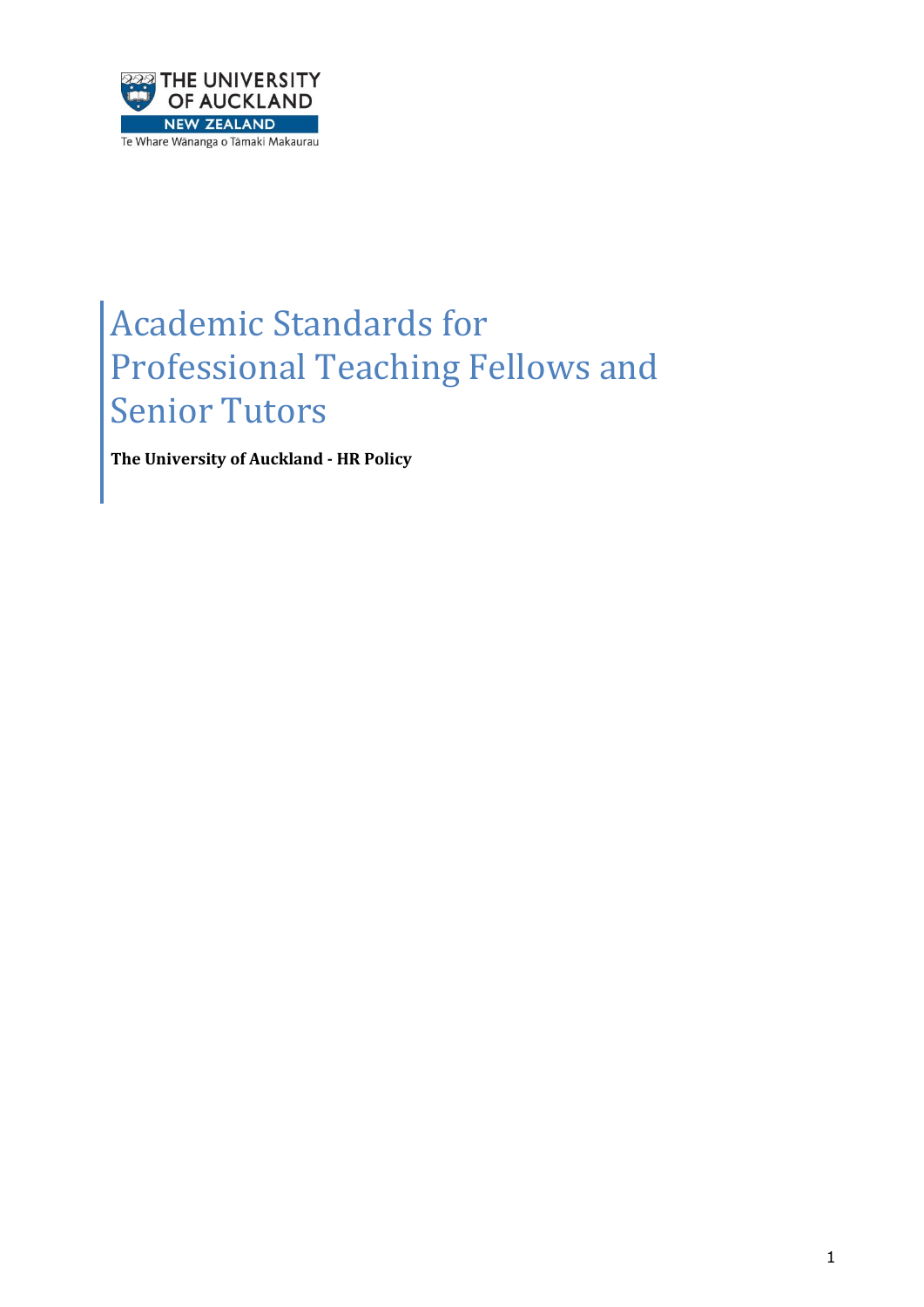THE UNIVERSITY OF AUCKLAND
NEW ZEALAND
Te Whare Wānanga o Tāmaki Makaurau

# Academic Standards for Professional Teaching Fellows and Senior Tutors

**The University of Auckland - HR Policy**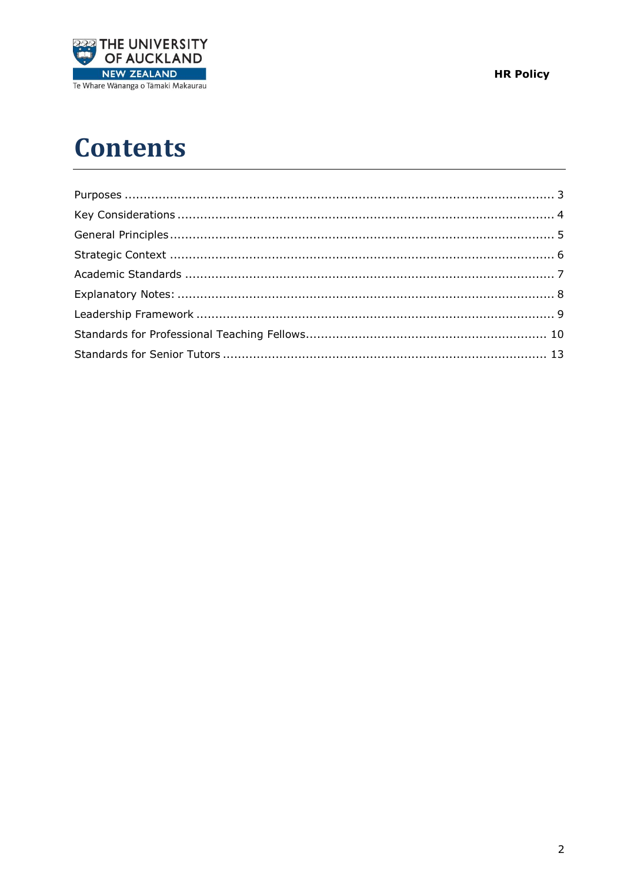# Contents

| | |
|---|---|
| Purposes | 3 |
| Key Considerations | 4 |
| General Principles | 5 |
| Strategic Context | 6 |
| Academic Standards | 7 |
| Explanatory Notes: | 8 |
| Leadership Framework | 9 |
| Standards for Professional Teaching Fellows | 10 |
| Standards for Senior Tutors | 13 |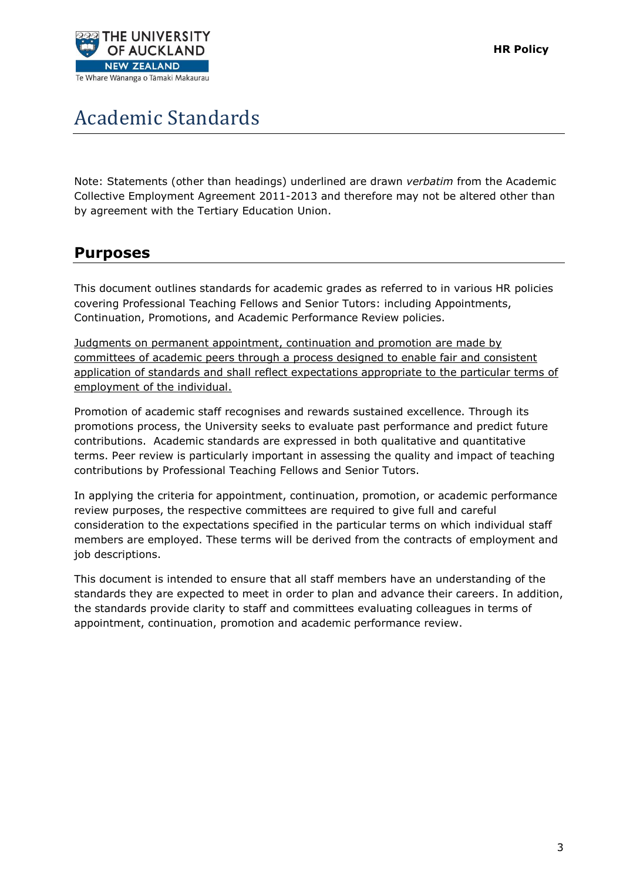# Academic Standards

Note: Statements (other than headings) underlined are drawn *verbatim* from the Academic Collective Employment Agreement 2011-2013 and therefore may not be altered other than by agreement with the Tertiary Education Union.

## Purposes

This document outlines standards for academic grades as referred to in various HR policies covering Professional Teaching Fellows and Senior Tutors: including Appointments, Continuation, Promotions, and Academic Performance Review policies.

<u>Judgments on permanent appointment, continuation and promotion are made by committees of academic peers through a process designed to enable fair and consistent application of standards and shall reflect expectations appropriate to the particular terms of employment of the individual.</u>

Promotion of academic staff recognises and rewards sustained excellence. Through its promotions process, the University seeks to evaluate past performance and predict future contributions. Academic standards are expressed in both qualitative and quantitative terms. Peer review is particularly important in assessing the quality and impact of teaching contributions by Professional Teaching Fellows and Senior Tutors.

In applying the criteria for appointment, continuation, promotion, or academic performance review purposes, the respective committees are required to give full and careful consideration to the expectations specified in the particular terms on which individual staff members are employed. These terms will be derived from the contracts of employment and job descriptions.

This document is intended to ensure that all staff members have an understanding of the standards they are expected to meet in order to plan and advance their careers. In addition, the standards provide clarity to staff and committees evaluating colleagues in terms of appointment, continuation, promotion and academic performance review.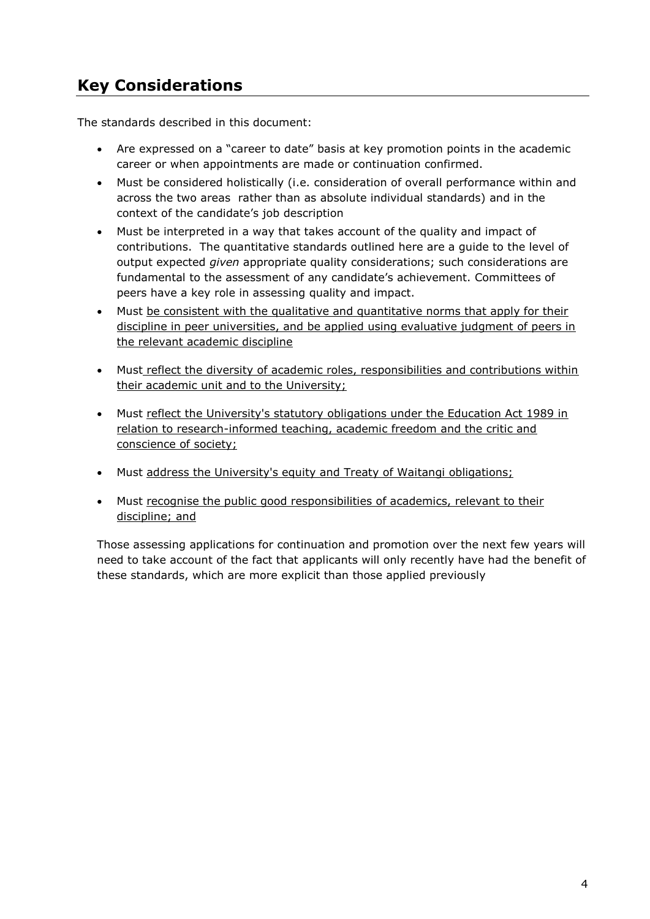## Key Considerations

The standards described in this document:

- Are expressed on a "career to date" basis at key promotion points in the academic career or when appointments are made or continuation confirmed.
- Must be considered holistically (i.e. consideration of overall performance within and across the two areas rather than as absolute individual standards) and in the context of the candidate's job description
- Must be interpreted in a way that takes account of the quality and impact of contributions. The quantitative standards outlined here are a guide to the level of output expected *given* appropriate quality considerations; such considerations are fundamental to the assessment of any candidate's achievement. Committees of peers have a key role in assessing quality and impact.
- Must be consistent with the qualitative and quantitative norms that apply for their discipline in peer universities, and be applied using evaluative judgment of peers in the relevant academic discipline
- Must reflect the diversity of academic roles, responsibilities and contributions within their academic unit and to the University;
- Must reflect the University's statutory obligations under the Education Act 1989 in relation to research-informed teaching, academic freedom and the critic and conscience of society;
- Must address the University's equity and Treaty of Waitangi obligations;
- Must recognise the public good responsibilities of academics, relevant to their discipline; and

Those assessing applications for continuation and promotion over the next few years will need to take account of the fact that applicants will only recently have had the benefit of these standards, which are more explicit than those applied previously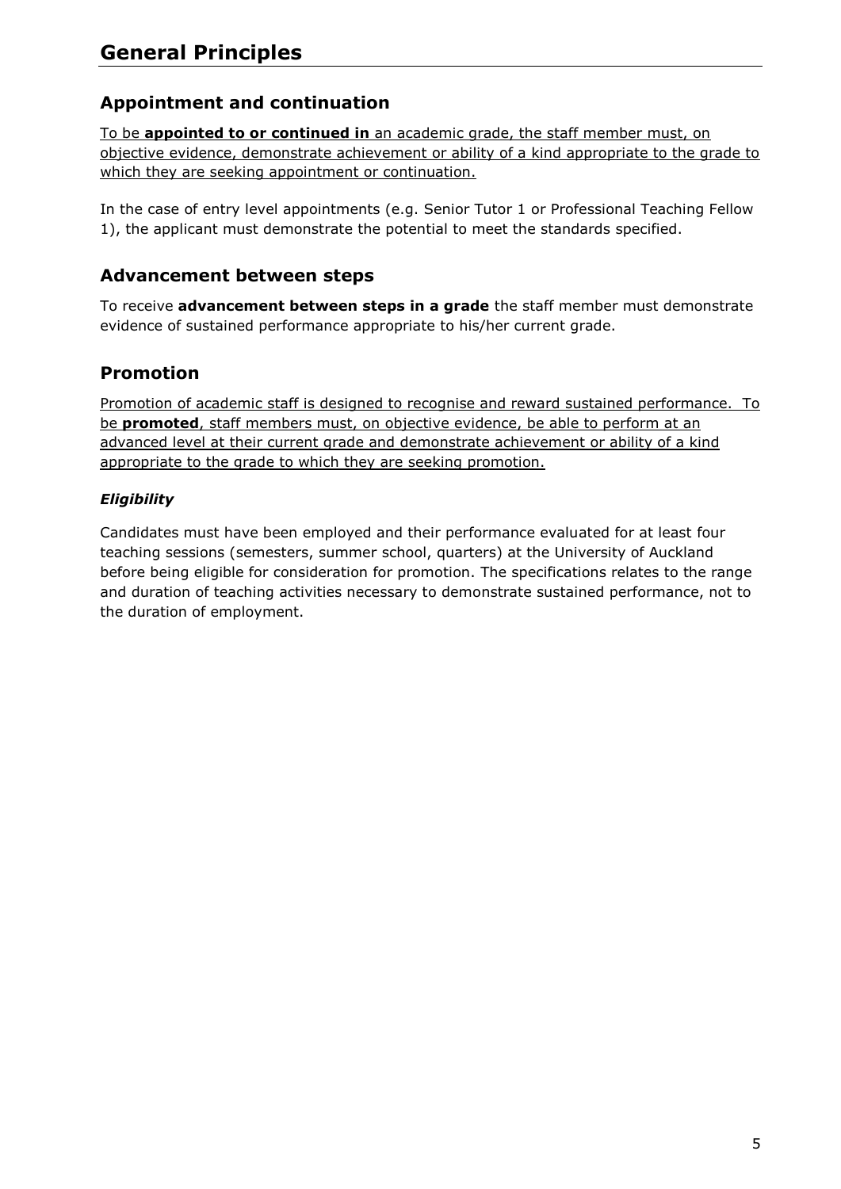# General Principles

## Appointment and continuation

To be **appointed to or continued in** an academic grade, the staff member must, on objective evidence, demonstrate achievement or ability of a kind appropriate to the grade to which they are seeking appointment or continuation.

In the case of entry level appointments (e.g. Senior Tutor 1 or Professional Teaching Fellow 1), the applicant must demonstrate the potential to meet the standards specified.

## Advancement between steps

To receive **advancement between steps in a grade** the staff member must demonstrate evidence of sustained performance appropriate to his/her current grade.

## Promotion

Promotion of academic staff is designed to recognise and reward sustained performance. To be **promoted**, staff members must, on objective evidence, be able to perform at an advanced level at their current grade and demonstrate achievement or ability of a kind appropriate to the grade to which they are seeking promotion.

### *Eligibility*

Candidates must have been employed and their performance evaluated for at least four teaching sessions (semesters, summer school, quarters) at the University of Auckland before being eligible for consideration for promotion. The specifications relates to the range and duration of teaching activities necessary to demonstrate sustained performance, not to the duration of employment.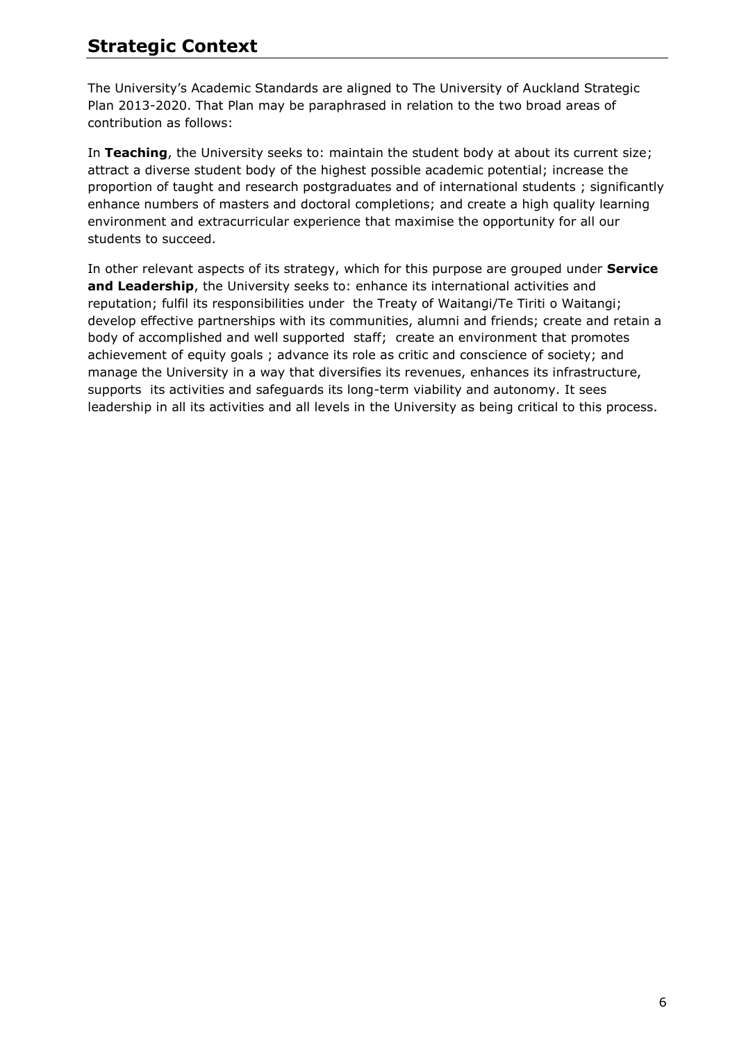## Strategic Context

The University's Academic Standards are aligned to The University of Auckland Strategic Plan 2013-2020. That Plan may be paraphrased in relation to the two broad areas of contribution as follows:

In **Teaching**, the University seeks to: maintain the student body at about its current size; attract a diverse student body of the highest possible academic potential; increase the proportion of taught and research postgraduates and of international students ; significantly enhance numbers of masters and doctoral completions; and create a high quality learning environment and extracurricular experience that maximise the opportunity for all our students to succeed.

In other relevant aspects of its strategy, which for this purpose are grouped under **Service and Leadership**, the University seeks to: enhance its international activities and reputation; fulfil its responsibilities under the Treaty of Waitangi/Te Tiriti o Waitangi; develop effective partnerships with its communities, alumni and friends; create and retain a body of accomplished and well supported staff; create an environment that promotes achievement of equity goals ; advance its role as critic and conscience of society; and manage the University in a way that diversifies its revenues, enhances its infrastructure, supports its activities and safeguards its long-term viability and autonomy. It sees leadership in all its activities and all levels in the University as being critical to this process.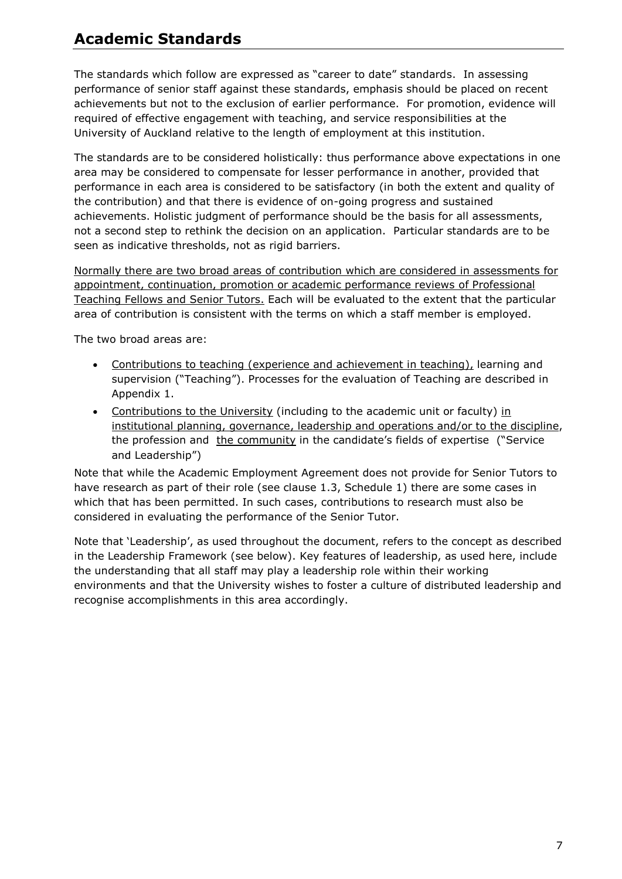## Academic Standards

The standards which follow are expressed as "career to date" standards. In assessing performance of senior staff against these standards, emphasis should be placed on recent achievements but not to the exclusion of earlier performance. For promotion, evidence will required of effective engagement with teaching, and service responsibilities at the University of Auckland relative to the length of employment at this institution.

The standards are to be considered holistically: thus performance above expectations in one area may be considered to compensate for lesser performance in another, provided that performance in each area is considered to be satisfactory (in both the extent and quality of the contribution) and that there is evidence of on-going progress and sustained achievements. Holistic judgment of performance should be the basis for all assessments, not a second step to rethink the decision on an application. Particular standards are to be seen as indicative thresholds, not as rigid barriers.

Normally there are two broad areas of contribution which are considered in assessments for appointment, continuation, promotion or academic performance reviews of Professional Teaching Fellows and Senior Tutors. Each will be evaluated to the extent that the particular area of contribution is consistent with the terms on which a staff member is employed.

The two broad areas are:

- Contributions to teaching (experience and achievement in teaching), learning and supervision ("Teaching"). Processes for the evaluation of Teaching are described in Appendix 1.
- Contributions to the University (including to the academic unit or faculty) in institutional planning, governance, leadership and operations and/or to the discipline, the profession and the community in the candidate's fields of expertise ("Service and Leadership")

Note that while the Academic Employment Agreement does not provide for Senior Tutors to have research as part of their role (see clause 1.3, Schedule 1) there are some cases in which that has been permitted. In such cases, contributions to research must also be considered in evaluating the performance of the Senior Tutor.

Note that 'Leadership', as used throughout the document, refers to the concept as described in the Leadership Framework (see below). Key features of leadership, as used here, include the understanding that all staff may play a leadership role within their working environments and that the University wishes to foster a culture of distributed leadership and recognise accomplishments in this area accordingly.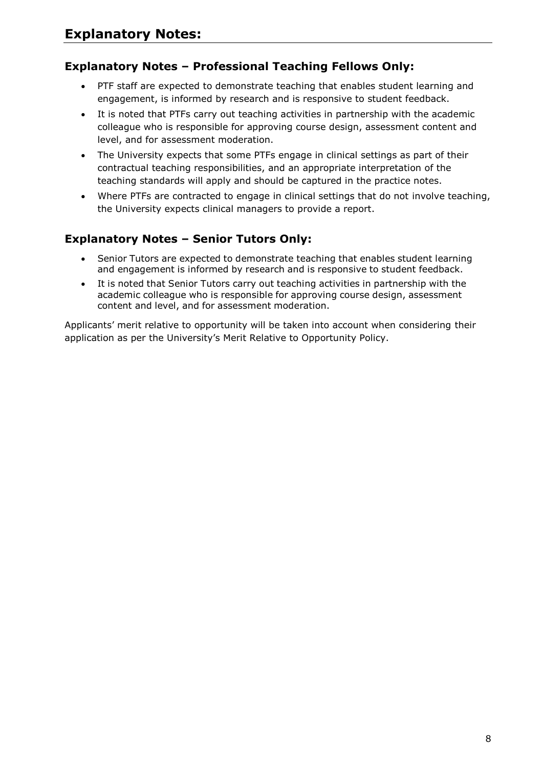# Explanatory Notes:

## Explanatory Notes – Professional Teaching Fellows Only:

- PTF staff are expected to demonstrate teaching that enables student learning and engagement, is informed by research and is responsive to student feedback.
- It is noted that PTFs carry out teaching activities in partnership with the academic colleague who is responsible for approving course design, assessment content and level, and for assessment moderation.
- The University expects that some PTFs engage in clinical settings as part of their contractual teaching responsibilities, and an appropriate interpretation of the teaching standards will apply and should be captured in the practice notes.
- Where PTFs are contracted to engage in clinical settings that do not involve teaching, the University expects clinical managers to provide a report.

## Explanatory Notes – Senior Tutors Only:

- Senior Tutors are expected to demonstrate teaching that enables student learning and engagement is informed by research and is responsive to student feedback.
- It is noted that Senior Tutors carry out teaching activities in partnership with the academic colleague who is responsible for approving course design, assessment content and level, and for assessment moderation.

Applicants' merit relative to opportunity will be taken into account when considering their application as per the University's Merit Relative to Opportunity Policy.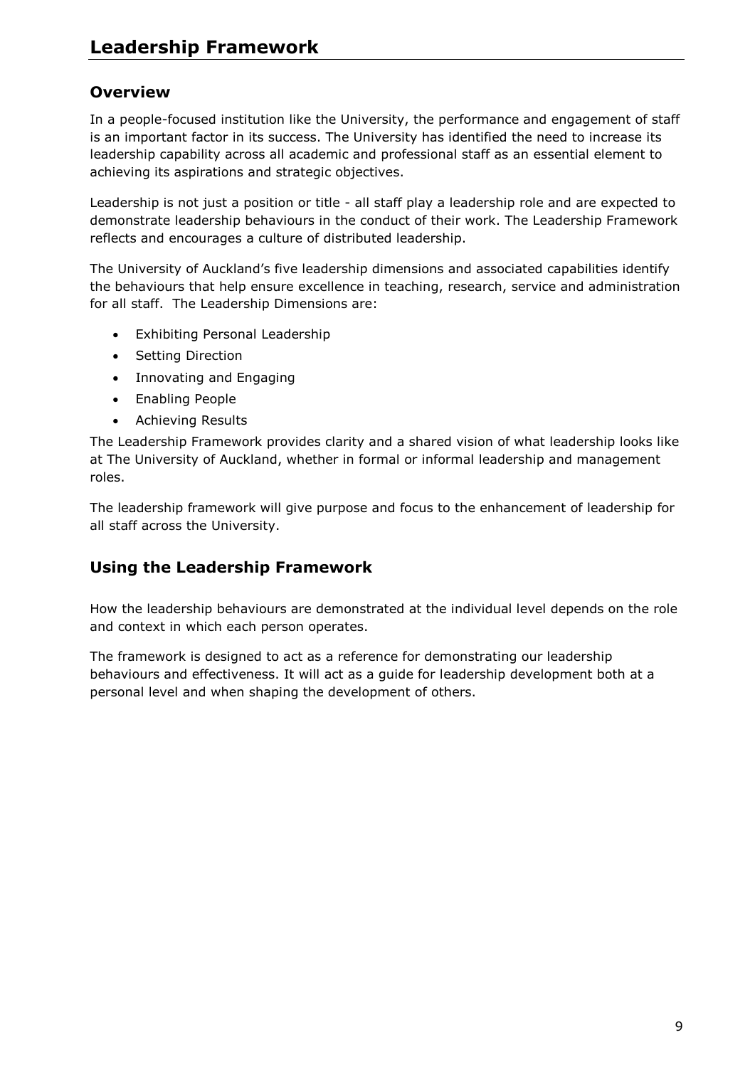# Leadership Framework

## Overview

In a people-focused institution like the University, the performance and engagement of staff is an important factor in its success. The University has identified the need to increase its leadership capability across all academic and professional staff as an essential element to achieving its aspirations and strategic objectives.

Leadership is not just a position or title - all staff play a leadership role and are expected to demonstrate leadership behaviours in the conduct of their work. The Leadership Framework reflects and encourages a culture of distributed leadership.

The University of Auckland's five leadership dimensions and associated capabilities identify the behaviours that help ensure excellence in teaching, research, service and administration for all staff. The Leadership Dimensions are:

- Exhibiting Personal Leadership
- Setting Direction
- Innovating and Engaging
- Enabling People
- Achieving Results

The Leadership Framework provides clarity and a shared vision of what leadership looks like at The University of Auckland, whether in formal or informal leadership and management roles.

The leadership framework will give purpose and focus to the enhancement of leadership for all staff across the University.

## Using the Leadership Framework

How the leadership behaviours are demonstrated at the individual level depends on the role and context in which each person operates.

The framework is designed to act as a reference for demonstrating our leadership behaviours and effectiveness. It will act as a guide for leadership development both at a personal level and when shaping the development of others.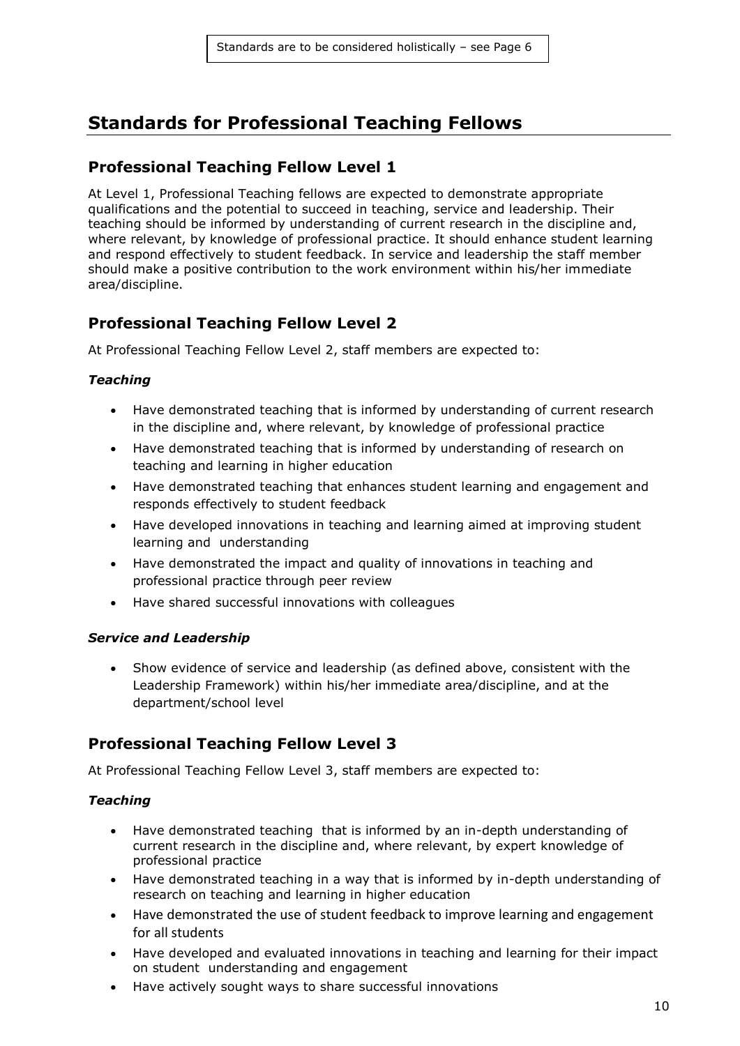Standards are to be considered holistically – see Page 6

## Standards for Professional Teaching Fellows

### Professional Teaching Fellow Level 1

At Level 1, Professional Teaching fellows are expected to demonstrate appropriate qualifications and the potential to succeed in teaching, service and leadership. Their teaching should be informed by understanding of current research in the discipline and, where relevant, by knowledge of professional practice. It should enhance student learning and respond effectively to student feedback. In service and leadership the staff member should make a positive contribution to the work environment within his/her immediate area/discipline.

### Professional Teaching Fellow Level 2

At Professional Teaching Fellow Level 2, staff members are expected to:

***Teaching***

- Have demonstrated teaching that is informed by understanding of current research in the discipline and, where relevant, by knowledge of professional practice
- Have demonstrated teaching that is informed by understanding of research on teaching and learning in higher education
- Have demonstrated teaching that enhances student learning and engagement and responds effectively to student feedback
- Have developed innovations in teaching and learning aimed at improving student learning and understanding
- Have demonstrated the impact and quality of innovations in teaching and professional practice through peer review
- Have shared successful innovations with colleagues

***Service and Leadership***

- Show evidence of service and leadership (as defined above, consistent with the Leadership Framework) within his/her immediate area/discipline, and at the department/school level

### Professional Teaching Fellow Level 3

At Professional Teaching Fellow Level 3, staff members are expected to:

***Teaching***

- Have demonstrated teaching that is informed by an in-depth understanding of current research in the discipline and, where relevant, by expert knowledge of professional practice
- Have demonstrated teaching in a way that is informed by in-depth understanding of research on teaching and learning in higher education
- Have demonstrated the use of student feedback to improve learning and engagement for all students
- Have developed and evaluated innovations in teaching and learning for their impact on student understanding and engagement
- Have actively sought ways to share successful innovations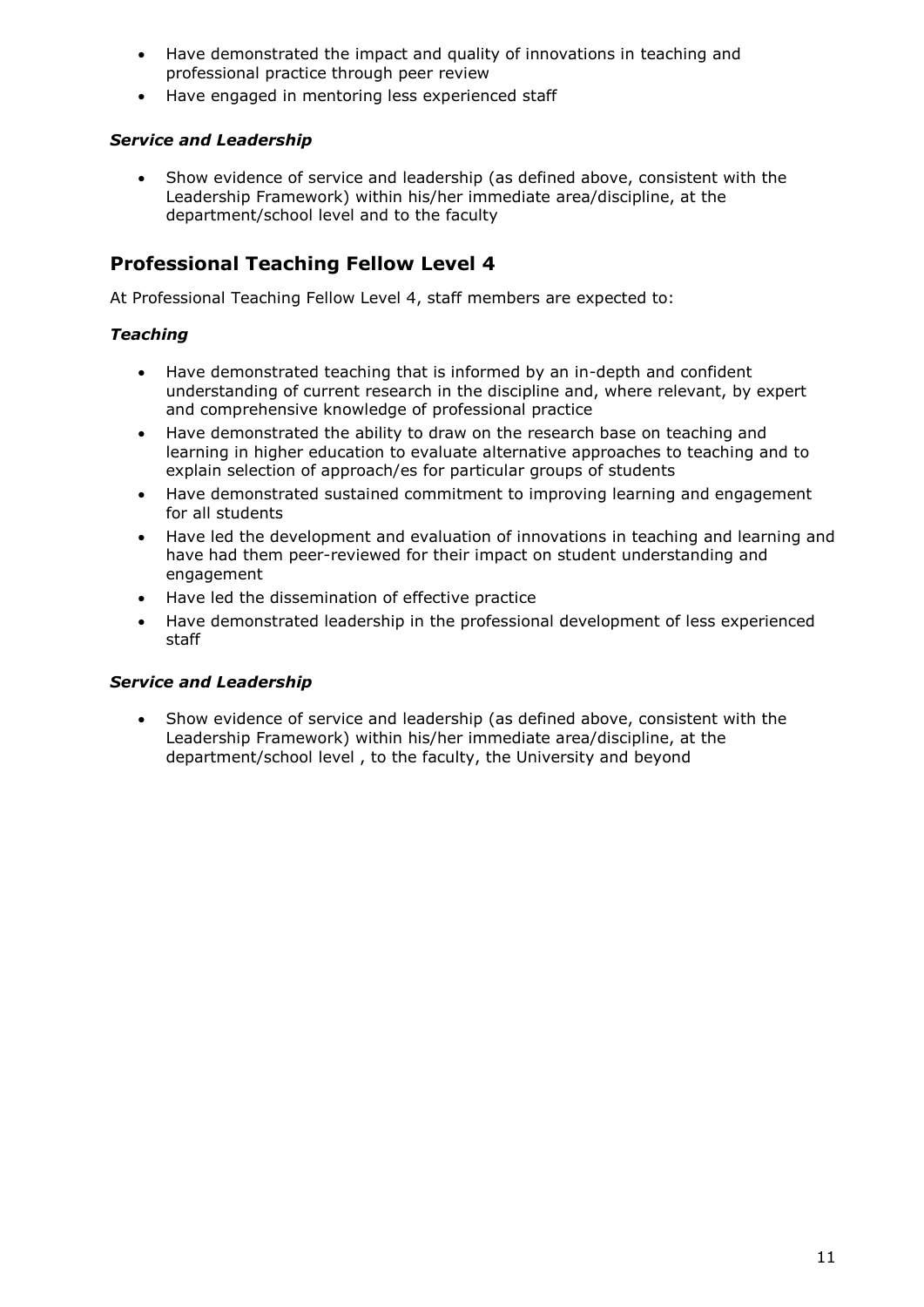- Have demonstrated the impact and quality of innovations in teaching and professional practice through peer review
- Have engaged in mentoring less experienced staff

### *Service and Leadership*

- Show evidence of service and leadership (as defined above, consistent with the Leadership Framework) within his/her immediate area/discipline, at the department/school level and to the faculty

## Professional Teaching Fellow Level 4

At Professional Teaching Fellow Level 4, staff members are expected to:

### *Teaching*

- Have demonstrated teaching that is informed by an in-depth and confident understanding of current research in the discipline and, where relevant, by expert and comprehensive knowledge of professional practice
- Have demonstrated the ability to draw on the research base on teaching and learning in higher education to evaluate alternative approaches to teaching and to explain selection of approach/es for particular groups of students
- Have demonstrated sustained commitment to improving learning and engagement for all students
- Have led the development and evaluation of innovations in teaching and learning and have had them peer-reviewed for their impact on student understanding and engagement
- Have led the dissemination of effective practice
- Have demonstrated leadership in the professional development of less experienced staff

### *Service and Leadership*

- Show evidence of service and leadership (as defined above, consistent with the Leadership Framework) within his/her immediate area/discipline, at the department/school level , to the faculty, the University and beyond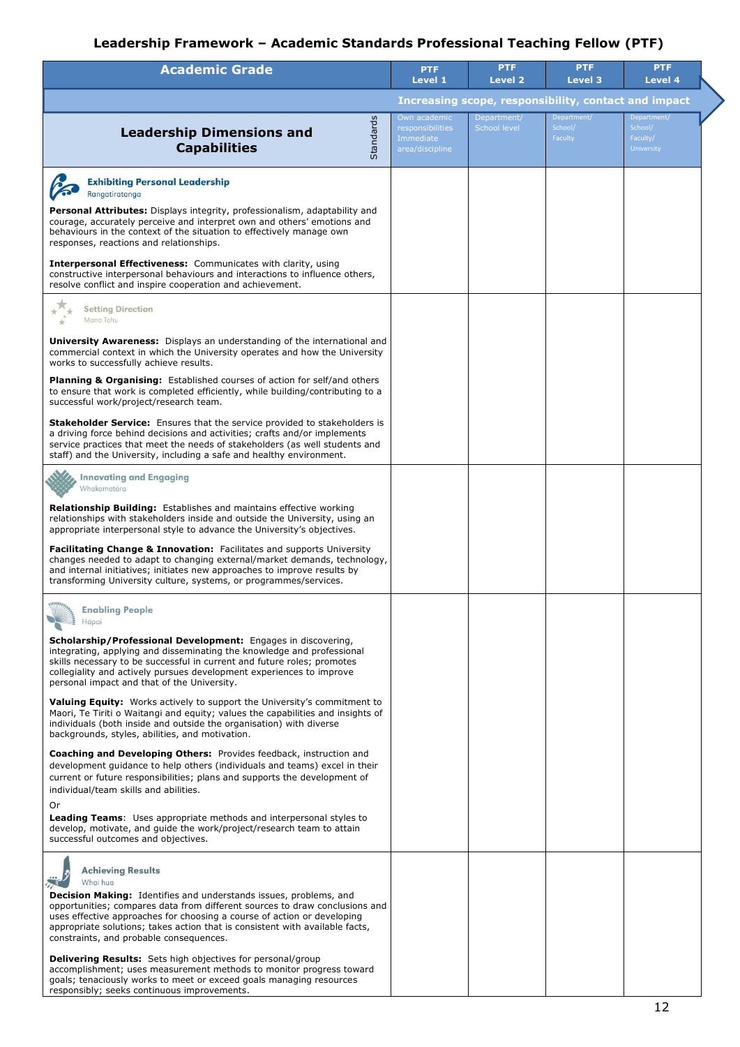## Leadership Framework – Academic Standards Professional Teaching Fellow (PTF)

| Academic Grade | | PTF Level 1 | PTF Level 2 | PTF Level 3 | PTF Level 4 |
|---|---|---|---|---|---|
| | | Increasing scope, responsibility, contact and impact | | | |
| **Leadership Dimensions and Capabilities** | Standards | Own academic responsibilities Immediate area/discipline | Department/ School level | Department/ School/ Faculty | Department/ School/ Faculty/ University |
| **Exhibiting Personal Leadership** Rangatiratanga<br><br>**Personal Attributes:** Displays integrity, professionalism, adaptability and courage, accurately perceive and interpret own and others' emotions and behaviours in the context of the situation to effectively manage own responses, reactions and relationships.<br><br>**Interpersonal Effectiveness:** Communicates with clarity, using constructive interpersonal behaviours and interactions to influence others, resolve conflict and inspire cooperation and achievement. | | | | | |
| **Setting Direction** Mana Tohu<br><br>**University Awareness:** Displays an understanding of the international and commercial context in which the University operates and how the University works to successfully achieve results.<br><br>**Planning & Organising:** Established courses of action for self/and others to ensure that work is completed efficiently, while building/contributing to a successful work/project/research team.<br><br>**Stakeholder Service:** Ensures that the service provided to stakeholders is a driving force behind decisions and activities; crafts and/or implements service practices that meet the needs of stakeholders (as well students and staff) and the University, including a safe and healthy environment. | | | | | |
| **Innovating and Engaging** Whakamatara<br><br>**Relationship Building:** Establishes and maintains effective working relationships with stakeholders inside and outside the University, using an appropriate interpersonal style to advance the University's objectives.<br><br>**Facilitating Change & Innovation:** Facilitates and supports University changes needed to adapt to changing external/market demands, technology, and internal initiatives; initiates new approaches to improve results by transforming University culture, systems, or programmes/services. | | | | | |
| **Enabling People** Hāpai<br><br>**Scholarship/Professional Development:** Engages in discovering, integrating, applying and disseminating the knowledge and professional skills necessary to be successful in current and future roles; promotes collegiality and actively pursues development experiences to improve personal impact and that of the University.<br><br>**Valuing Equity:** Works actively to support the University's commitment to Maori, Te Tiriti o Waitangi and equity; values the capabilities and insights of individuals (both inside and outside the organisation) with diverse backgrounds, styles, abilities, and motivation.<br><br>**Coaching and Developing Others:** Provides feedback, instruction and development guidance to help others (individuals and teams) excel in their current or future responsibilities; plans and supports the development of individual/team skills and abilities.<br><br>Or<br>**Leading Teams**: Uses appropriate methods and interpersonal styles to develop, motivate, and guide the work/project/research team to attain successful outcomes and objectives. | | | | | |
| **Achieving Results** Whai hua<br><br>**Decision Making:** Identifies and understands issues, problems, and opportunities; compares data from different sources to draw conclusions and uses effective approaches for choosing a course of action or developing appropriate solutions; takes action that is consistent with available facts, constraints, and probable consequences.<br><br>**Delivering Results:** Sets high objectives for personal/group accomplishment; uses measurement methods to monitor progress toward goals; tenaciously works to meet or exceed goals managing resources responsibly; seeks continuous improvements. | | | | | |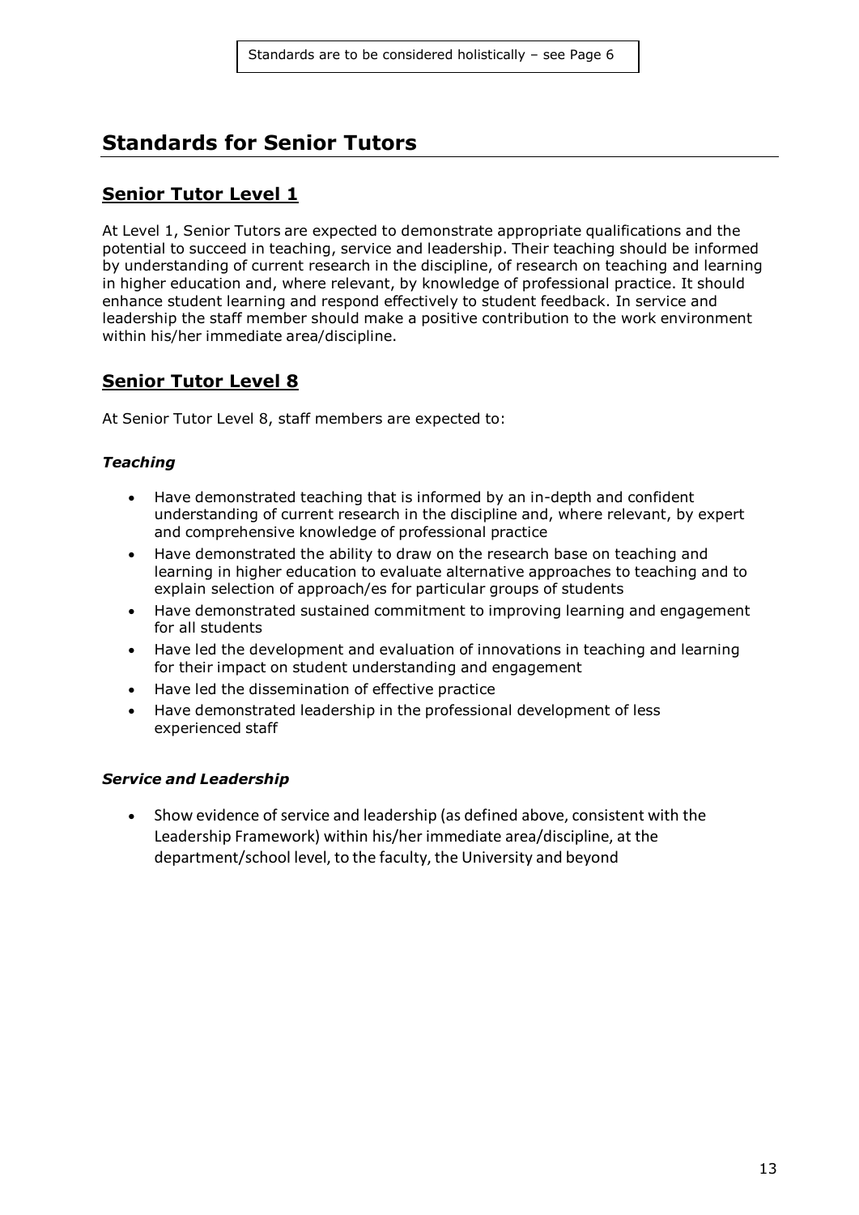Standards are to be considered holistically – see Page 6

# Standards for Senior Tutors

## Senior Tutor Level 1

At Level 1, Senior Tutors are expected to demonstrate appropriate qualifications and the potential to succeed in teaching, service and leadership. Their teaching should be informed by understanding of current research in the discipline, of research on teaching and learning in higher education and, where relevant, by knowledge of professional practice. It should enhance student learning and respond effectively to student feedback. In service and leadership the staff member should make a positive contribution to the work environment within his/her immediate area/discipline.

## Senior Tutor Level 8

At Senior Tutor Level 8, staff members are expected to:

### *Teaching*

- Have demonstrated teaching that is informed by an in-depth and confident understanding of current research in the discipline and, where relevant, by expert and comprehensive knowledge of professional practice
- Have demonstrated the ability to draw on the research base on teaching and learning in higher education to evaluate alternative approaches to teaching and to explain selection of approach/es for particular groups of students
- Have demonstrated sustained commitment to improving learning and engagement for all students
- Have led the development and evaluation of innovations in teaching and learning for their impact on student understanding and engagement
- Have led the dissemination of effective practice
- Have demonstrated leadership in the professional development of less experienced staff

### *Service and Leadership*

- Show evidence of service and leadership (as defined above, consistent with the Leadership Framework) within his/her immediate area/discipline, at the department/school level, to the faculty, the University and beyond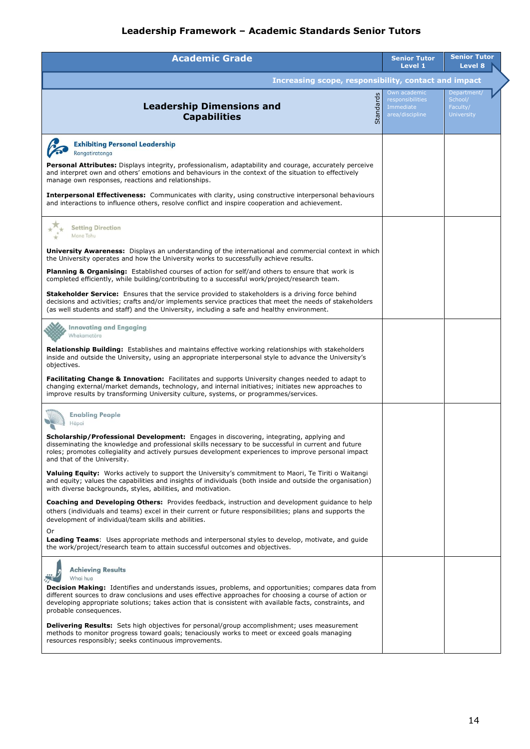# Leadership Framework – Academic Standards Senior Tutors

| Academic Grade | Senior Tutor Level 1 | Senior Tutor Level 8 |
|---|---|---|
| Increasing scope, responsibility, contact and impact | | |
| **Leadership Dimensions and Capabilities** (Standards) | Own academic responsibilities Immediate area/discipline | Department/ School/ Faculty/ University |
| **Exhibiting Personal Leadership** *Rangatiratanga*<br><br>**Personal Attributes:** Displays integrity, professionalism, adaptability and courage, accurately perceive and interpret own and others' emotions and behaviours in the context of the situation to effectively manage own responses, reactions and relationships.<br><br>**Interpersonal Effectiveness:** Communicates with clarity, using constructive interpersonal behaviours and interactions to influence others, resolve conflict and inspire cooperation and achievement. | | |
| **Setting Direction** *Mana Tohu*<br><br>**University Awareness:** Displays an understanding of the international and commercial context in which the University operates and how the University works to successfully achieve results.<br><br>**Planning & Organising:** Established courses of action for self/and others to ensure that work is completed efficiently, while building/contributing to a successful work/project/research team.<br><br>**Stakeholder Service:** Ensures that the service provided to stakeholders is a driving force behind decisions and activities; crafts and/or implements service practices that meet the needs of stakeholders (as well students and staff) and the University, including a safe and healthy environment. | | |
| **Innovating and Engaging** *Whakamotōra*<br><br>**Relationship Building:** Establishes and maintains effective working relationships with stakeholders inside and outside the University, using an appropriate interpersonal style to advance the University's objectives.<br><br>**Facilitating Change & Innovation:** Facilitates and supports University changes needed to adapt to changing external/market demands, technology, and internal initiatives; initiates new approaches to improve results by transforming University culture, systems, or programmes/services. | | |
| **Enabling People** *Hāpai*<br><br>**Scholarship/Professional Development:** Engages in discovering, integrating, applying and disseminating the knowledge and professional skills necessary to be successful in current and future roles; promotes collegiality and actively pursues development experiences to improve personal impact and that of the University.<br><br>**Valuing Equity:** Works actively to support the University's commitment to Maori, Te Tiriti o Waitangi and equity; values the capabilities and insights of individuals (both inside and outside the organisation) with diverse backgrounds, styles, abilities, and motivation.<br><br>**Coaching and Developing Others:** Provides feedback, instruction and development guidance to help others (individuals and teams) excel in their current or future responsibilities; plans and supports the development of individual/team skills and abilities.<br><br>Or<br>**Leading Teams**: Uses appropriate methods and interpersonal styles to develop, motivate, and guide the work/project/research team to attain successful outcomes and objectives. | | |
| **Achieving Results** *Whai hua*<br><br>**Decision Making:** Identifies and understands issues, problems, and opportunities; compares data from different sources to draw conclusions and uses effective approaches for choosing a course of action or developing appropriate solutions; takes action that is consistent with available facts, constraints, and probable consequences.<br><br>**Delivering Results:** Sets high objectives for personal/group accomplishment; uses measurement methods to monitor progress toward goals; tenaciously works to meet or exceed goals managing resources responsibly; seeks continuous improvements. | | |